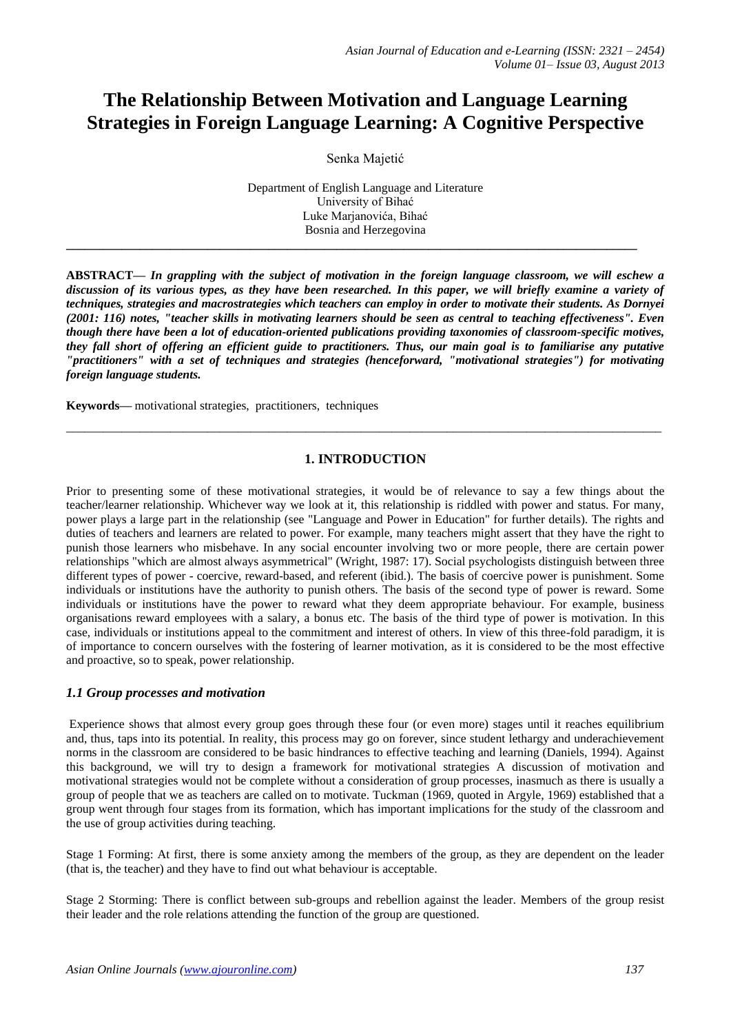# The Relationship Between Motivation and Language Learning Strategies in Foreign Language Learning: A Cognitive Perspective

Senka Majetić

Department of English Language and Literature
University of Bihać
Luke Marjanovića, Bihać
Bosnia and Herzegovina

---

**ABSTRACT—** ***In grappling with the subject of motivation in the foreign language classroom, we will eschew a discussion of its various types, as they have been researched. In this paper, we will briefly examine a variety of techniques, strategies and macrostrategies which teachers can employ in order to motivate their students. As Dornyei (2001: 116) notes, "teacher skills in motivating learners should be seen as central to teaching effectiveness". Even though there have been a lot of education-oriented publications providing taxonomies of classroom-specific motives, they fall short of offering an efficient guide to practitioners. Thus, our main goal is to familiarise any putative "practitioners" with a set of techniques and strategies (henceforward, "motivational strategies") for motivating foreign language students.***

**Keywords—** motivational strategies, practitioners, techniques

---

## 1. INTRODUCTION

Prior to presenting some of these motivational strategies, it would be of relevance to say a few things about the teacher/learner relationship. Whichever way we look at it, this relationship is riddled with power and status. For many, power plays a large part in the relationship (see "Language and Power in Education" for further details). The rights and duties of teachers and learners are related to power. For example, many teachers might assert that they have the right to punish those learners who misbehave. In any social encounter involving two or more people, there are certain power relationships "which are almost always asymmetrical" (Wright, 1987: 17). Social psychologists distinguish between three different types of power - coercive, reward-based, and referent (ibid.). The basis of coercive power is punishment. Some individuals or institutions have the authority to punish others. The basis of the second type of power is reward. Some individuals or institutions have the power to reward what they deem appropriate behaviour. For example, business organisations reward employees with a salary, a bonus etc. The basis of the third type of power is motivation. In this case, individuals or institutions appeal to the commitment and interest of others. In view of this three-fold paradigm, it is of importance to concern ourselves with the fostering of learner motivation, as it is considered to be the most effective and proactive, so to speak, power relationship.

### *1.1 Group processes and motivation*

Experience shows that almost every group goes through these four (or even more) stages until it reaches equilibrium and, thus, taps into its potential. In reality, this process may go on forever, since student lethargy and underachievement norms in the classroom are considered to be basic hindrances to effective teaching and learning (Daniels, 1994). Against this background, we will try to design a framework for motivational strategies A discussion of motivation and motivational strategies would not be complete without a consideration of group processes, inasmuch as there is usually a group of people that we as teachers are called on to motivate. Tuckman (1969, quoted in Argyle, 1969) established that a group went through four stages from its formation, which has important implications for the study of the classroom and the use of group activities during teaching.

Stage 1 Forming: At first, there is some anxiety among the members of the group, as they are dependent on the leader (that is, the teacher) and they have to find out what behaviour is acceptable.

Stage 2 Storming: There is conflict between sub-groups and rebellion against the leader. Members of the group resist their leader and the role relations attending the function of the group are questioned.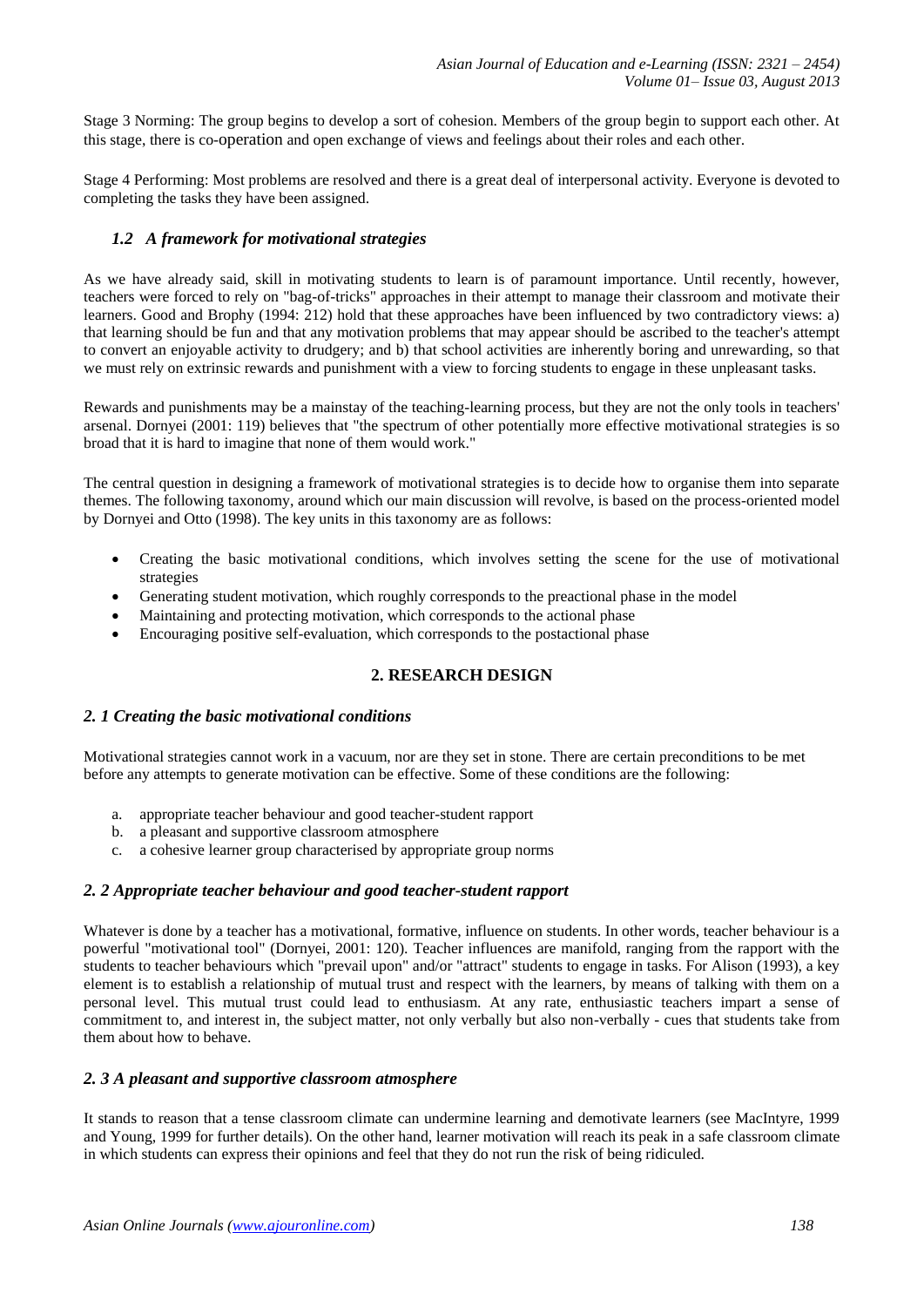Stage 3 Norming: The group begins to develop a sort of cohesion. Members of the group begin to support each other. At this stage, there is co-operation and open exchange of views and feelings about their roles and each other.

Stage 4 Performing: Most problems are resolved and there is a great deal of interpersonal activity. Everyone is devoted to completing the tasks they have been assigned.

### *1.2 A framework for motivational strategies*

As we have already said, skill in motivating students to learn is of paramount importance. Until recently, however, teachers were forced to rely on "bag-of-tricks" approaches in their attempt to manage their classroom and motivate their learners. Good and Brophy (1994: 212) hold that these approaches have been influenced by two contradictory views: a) that learning should be fun and that any motivation problems that may appear should be ascribed to the teacher's attempt to convert an enjoyable activity to drudgery; and b) that school activities are inherently boring and unrewarding, so that we must rely on extrinsic rewards and punishment with a view to forcing students to engage in these unpleasant tasks.

Rewards and punishments may be a mainstay of the teaching-learning process, but they are not the only tools in teachers' arsenal. Dornyei (2001: 119) believes that "the spectrum of other potentially more effective motivational strategies is so broad that it is hard to imagine that none of them would work."

The central question in designing a framework of motivational strategies is to decide how to organise them into separate themes. The following taxonomy, around which our main discussion will revolve, is based on the process-oriented model by Dornyei and Otto (1998). The key units in this taxonomy are as follows:

- Creating the basic motivational conditions, which involves setting the scene for the use of motivational strategies
- Generating student motivation, which roughly corresponds to the preactional phase in the model
- Maintaining and protecting motivation, which corresponds to the actional phase
- Encouraging positive self-evaluation, which corresponds to the postactional phase

## 2. RESEARCH DESIGN

### *2. 1 Creating the basic motivational conditions*

Motivational strategies cannot work in a vacuum, nor are they set in stone. There are certain preconditions to be met before any attempts to generate motivation can be effective. Some of these conditions are the following:

a. appropriate teacher behaviour and good teacher-student rapport
b. a pleasant and supportive classroom atmosphere
c. a cohesive learner group characterised by appropriate group norms

### *2. 2 Appropriate teacher behaviour and good teacher-student rapport*

Whatever is done by a teacher has a motivational, formative, influence on students. In other words, teacher behaviour is a powerful "motivational tool" (Dornyei, 2001: 120). Teacher influences are manifold, ranging from the rapport with the students to teacher behaviours which "prevail upon" and/or "attract" students to engage in tasks. For Alison (1993), a key element is to establish a relationship of mutual trust and respect with the learners, by means of talking with them on a personal level. This mutual trust could lead to enthusiasm. At any rate, enthusiastic teachers impart a sense of commitment to, and interest in, the subject matter, not only verbally but also non-verbally - cues that students take from them about how to behave.

### *2. 3 A pleasant and supportive classroom atmosphere*

It stands to reason that a tense classroom climate can undermine learning and demotivate learners (see MacIntyre, 1999 and Young, 1999 for further details). On the other hand, learner motivation will reach its peak in a safe classroom climate in which students can express their opinions and feel that they do not run the risk of being ridiculed.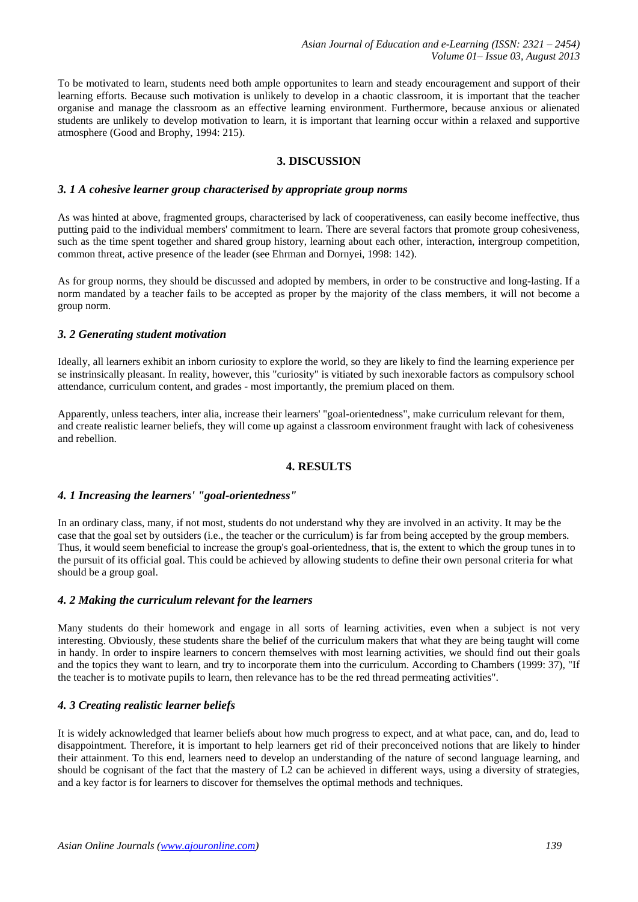To be motivated to learn, students need both ample opportunites to learn and steady encouragement and support of their learning efforts. Because such motivation is unlikely to develop in a chaotic classroom, it is important that the teacher organise and manage the classroom as an effective learning environment. Furthermore, because anxious or alienated students are unlikely to develop motivation to learn, it is important that learning occur within a relaxed and supportive atmosphere (Good and Brophy, 1994: 215).

## 3. DISCUSSION

### *3. 1 A cohesive learner group characterised by appropriate group norms*

As was hinted at above, fragmented groups, characterised by lack of cooperativeness, can easily become ineffective, thus putting paid to the individual members' commitment to learn. There are several factors that promote group cohesiveness, such as the time spent together and shared group history, learning about each other, interaction, intergroup competition, common threat, active presence of the leader (see Ehrman and Dornyei, 1998: 142).

As for group norms, they should be discussed and adopted by members, in order to be constructive and long-lasting. If a norm mandated by a teacher fails to be accepted as proper by the majority of the class members, it will not become a group norm.

### *3. 2 Generating student motivation*

Ideally, all learners exhibit an inborn curiosity to explore the world, so they are likely to find the learning experience per se instrinsically pleasant. In reality, however, this "curiosity" is vitiated by such inexorable factors as compulsory school attendance, curriculum content, and grades - most importantly, the premium placed on them.

Apparently, unless teachers, inter alia, increase their learners' "goal-orientedness", make curriculum relevant for them, and create realistic learner beliefs, they will come up against a classroom environment fraught with lack of cohesiveness and rebellion.

## 4. RESULTS

### *4. 1 Increasing the learners' "goal-orientedness"*

In an ordinary class, many, if not most, students do not understand why they are involved in an activity. It may be the case that the goal set by outsiders (i.e., the teacher or the curriculum) is far from being accepted by the group members. Thus, it would seem beneficial to increase the group's goal-orientedness, that is, the extent to which the group tunes in to the pursuit of its official goal. This could be achieved by allowing students to define their own personal criteria for what should be a group goal.

### *4. 2 Making the curriculum relevant for the learners*

Many students do their homework and engage in all sorts of learning activities, even when a subject is not very interesting. Obviously, these students share the belief of the curriculum makers that what they are being taught will come in handy. In order to inspire learners to concern themselves with most learning activities, we should find out their goals and the topics they want to learn, and try to incorporate them into the curriculum. According to Chambers (1999: 37), "If the teacher is to motivate pupils to learn, then relevance has to be the red thread permeating activities".

### *4. 3 Creating realistic learner beliefs*

It is widely acknowledged that learner beliefs about how much progress to expect, and at what pace, can, and do, lead to disappointment. Therefore, it is important to help learners get rid of their preconceived notions that are likely to hinder their attainment. To this end, learners need to develop an understanding of the nature of second language learning, and should be cognisant of the fact that the mastery of L2 can be achieved in different ways, using a diversity of strategies, and a key factor is for learners to discover for themselves the optimal methods and techniques.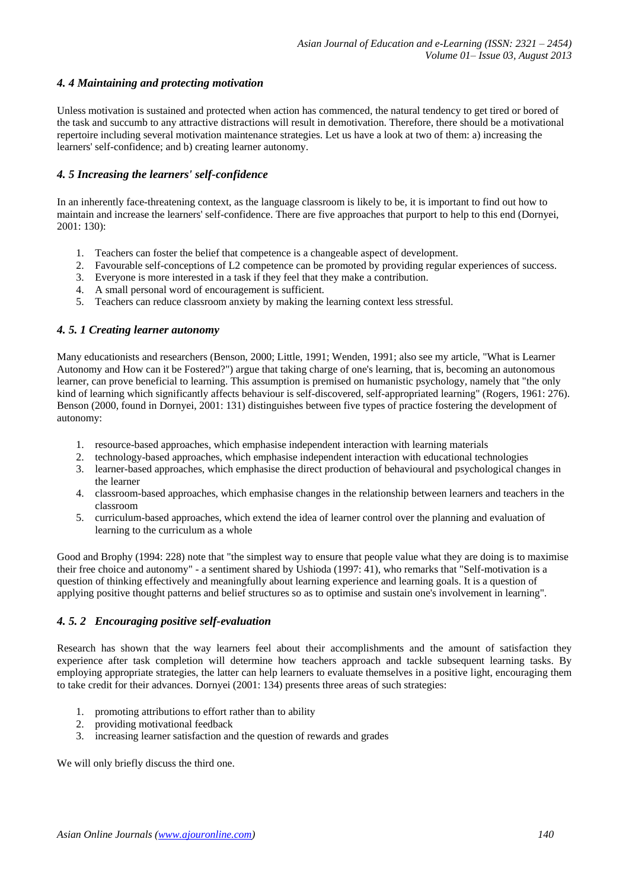### *4. 4 Maintaining and protecting motivation*

Unless motivation is sustained and protected when action has commenced, the natural tendency to get tired or bored of the task and succumb to any attractive distractions will result in demotivation. Therefore, there should be a motivational repertoire including several motivation maintenance strategies. Let us have a look at two of them: a) increasing the learners' self-confidence; and b) creating learner autonomy.

### *4. 5 Increasing the learners' self-confidence*

In an inherently face-threatening context, as the language classroom is likely to be, it is important to find out how to maintain and increase the learners' self-confidence. There are five approaches that purport to help to this end (Dornyei, 2001: 130):

1. Teachers can foster the belief that competence is a changeable aspect of development.
2. Favourable self-conceptions of L2 competence can be promoted by providing regular experiences of success.
3. Everyone is more interested in a task if they feel that they make a contribution.
4. A small personal word of encouragement is sufficient.
5. Teachers can reduce classroom anxiety by making the learning context less stressful.

#### *4. 5. 1 Creating learner autonomy*

Many educationists and researchers (Benson, 2000; Little, 1991; Wenden, 1991; also see my article, "What is Learner Autonomy and How can it be Fostered?") argue that taking charge of one's learning, that is, becoming an autonomous learner, can prove beneficial to learning. This assumption is premised on humanistic psychology, namely that "the only kind of learning which significantly affects behaviour is self-discovered, self-appropriated learning" (Rogers, 1961: 276). Benson (2000, found in Dornyei, 2001: 131) distinguishes between five types of practice fostering the development of autonomy:

1. resource-based approaches, which emphasise independent interaction with learning materials
2. technology-based approaches, which emphasise independent interaction with educational technologies
3. learner-based approaches, which emphasise the direct production of behavioural and psychological changes in the learner
4. classroom-based approaches, which emphasise changes in the relationship between learners and teachers in the classroom
5. curriculum-based approaches, which extend the idea of learner control over the planning and evaluation of learning to the curriculum as a whole

Good and Brophy (1994: 228) note that "the simplest way to ensure that people value what they are doing is to maximise their free choice and autonomy" - a sentiment shared by Ushioda (1997: 41), who remarks that "Self-motivation is a question of thinking effectively and meaningfully about learning experience and learning goals. It is a question of applying positive thought patterns and belief structures so as to optimise and sustain one's involvement in learning".

#### *4. 5. 2 Encouraging positive self-evaluation*

Research has shown that the way learners feel about their accomplishments and the amount of satisfaction they experience after task completion will determine how teachers approach and tackle subsequent learning tasks. By employing appropriate strategies, the latter can help learners to evaluate themselves in a positive light, encouraging them to take credit for their advances. Dornyei (2001: 134) presents three areas of such strategies:

1. promoting attributions to effort rather than to ability
2. providing motivational feedback
3. increasing learner satisfaction and the question of rewards and grades

We will only briefly discuss the third one.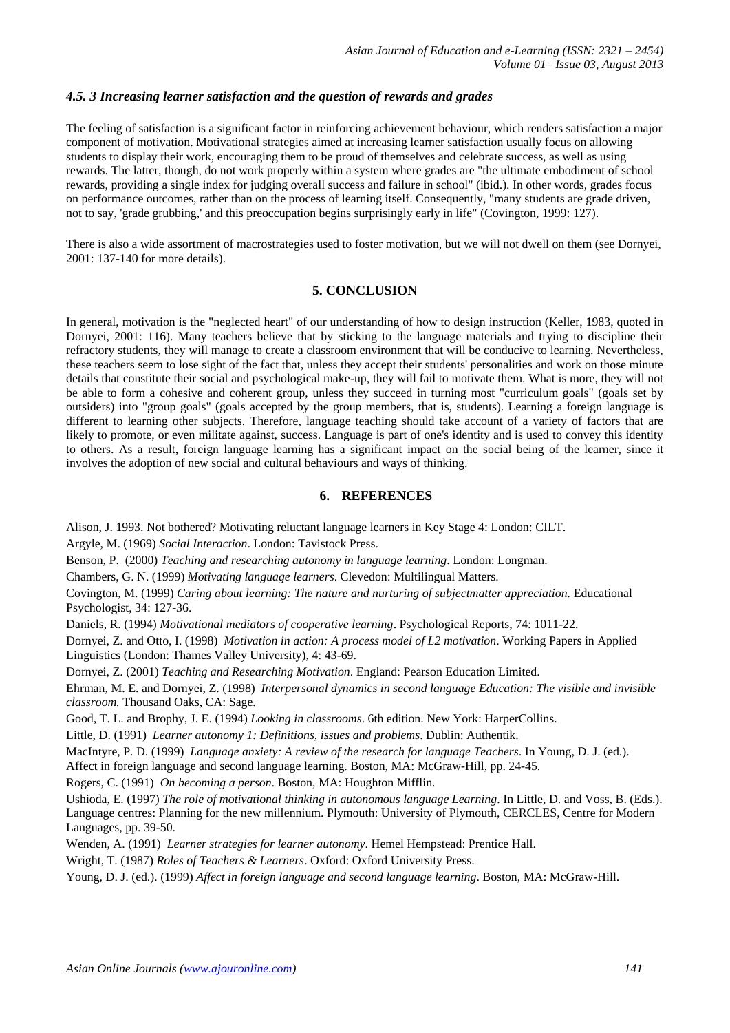### *4.5. 3 Increasing learner satisfaction and the question of rewards and grades*

The feeling of satisfaction is a significant factor in reinforcing achievement behaviour, which renders satisfaction a major component of motivation. Motivational strategies aimed at increasing learner satisfaction usually focus on allowing students to display their work, encouraging them to be proud of themselves and celebrate success, as well as using rewards. The latter, though, do not work properly within a system where grades are "the ultimate embodiment of school rewards, providing a single index for judging overall success and failure in school" (ibid.). In other words, grades focus on performance outcomes, rather than on the process of learning itself. Consequently, "many students are grade driven, not to say, 'grade grubbing,' and this preoccupation begins surprisingly early in life" (Covington, 1999: 127).

There is also a wide assortment of macrostrategies used to foster motivation, but we will not dwell on them (see Dornyei, 2001: 137-140 for more details).

## 5. CONCLUSION

In general, motivation is the "neglected heart" of our understanding of how to design instruction (Keller, 1983, quoted in Dornyei, 2001: 116). Many teachers believe that by sticking to the language materials and trying to discipline their refractory students, they will manage to create a classroom environment that will be conducive to learning. Nevertheless, these teachers seem to lose sight of the fact that, unless they accept their students' personalities and work on those minute details that constitute their social and psychological make-up, they will fail to motivate them. What is more, they will not be able to form a cohesive and coherent group, unless they succeed in turning most "curriculum goals" (goals set by outsiders) into "group goals" (goals accepted by the group members, that is, students). Learning a foreign language is different to learning other subjects. Therefore, language teaching should take account of a variety of factors that are likely to promote, or even militate against, success. Language is part of one's identity and is used to convey this identity to others. As a result, foreign language learning has a significant impact on the social being of the learner, since it involves the adoption of new social and cultural behaviours and ways of thinking.

## 6. REFERENCES

Alison, J. 1993. Not bothered? Motivating reluctant language learners in Key Stage 4: London: CILT.

Argyle, M. (1969) *Social Interaction*. London: Tavistock Press.

Benson, P. (2000) *Teaching and researching autonomy in language learning*. London: Longman.

Chambers, G. N. (1999) *Motivating language learners*. Clevedon: Multilingual Matters.

Covington, M. (1999) *Caring about learning: The nature and nurturing of subjectmatter appreciation.* Educational Psychologist, 34: 127-36.

Daniels, R. (1994) *Motivational mediators of cooperative learning*. Psychological Reports, 74: 1011-22.

Dornyei, Z. and Otto, I. (1998) *Motivation in action: A process model of L2 motivation*. Working Papers in Applied Linguistics (London: Thames Valley University), 4: 43-69.

Dornyei, Z. (2001) *Teaching and Researching Motivation*. England: Pearson Education Limited.

Ehrman, M. E. and Dornyei, Z. (1998) *Interpersonal dynamics in second language Education: The visible and invisible classroom.* Thousand Oaks, CA: Sage.

Good, T. L. and Brophy, J. E. (1994) *Looking in classrooms*. 6th edition. New York: HarperCollins.

Little, D. (1991) *Learner autonomy 1: Definitions, issues and problems*. Dublin: Authentik.

MacIntyre, P. D. (1999) *Language anxiety: A review of the research for language Teachers*. In Young, D. J. (ed.). Affect in foreign language and second language learning. Boston, MA: McGraw-Hill, pp. 24-45.

Rogers, C. (1991) *On becoming a person*. Boston, MA: Houghton Mifflin.

Ushioda, E. (1997) *The role of motivational thinking in autonomous language Learning*. In Little, D. and Voss, B. (Eds.). Language centres: Planning for the new millennium. Plymouth: University of Plymouth, CERCLES, Centre for Modern Languages, pp. 39-50.

Wenden, A. (1991) *Learner strategies for learner autonomy*. Hemel Hempstead: Prentice Hall.

Wright, T. (1987) *Roles of Teachers & Learners*. Oxford: Oxford University Press.

Young, D. J. (ed.). (1999) *Affect in foreign language and second language learning*. Boston, MA: McGraw-Hill.